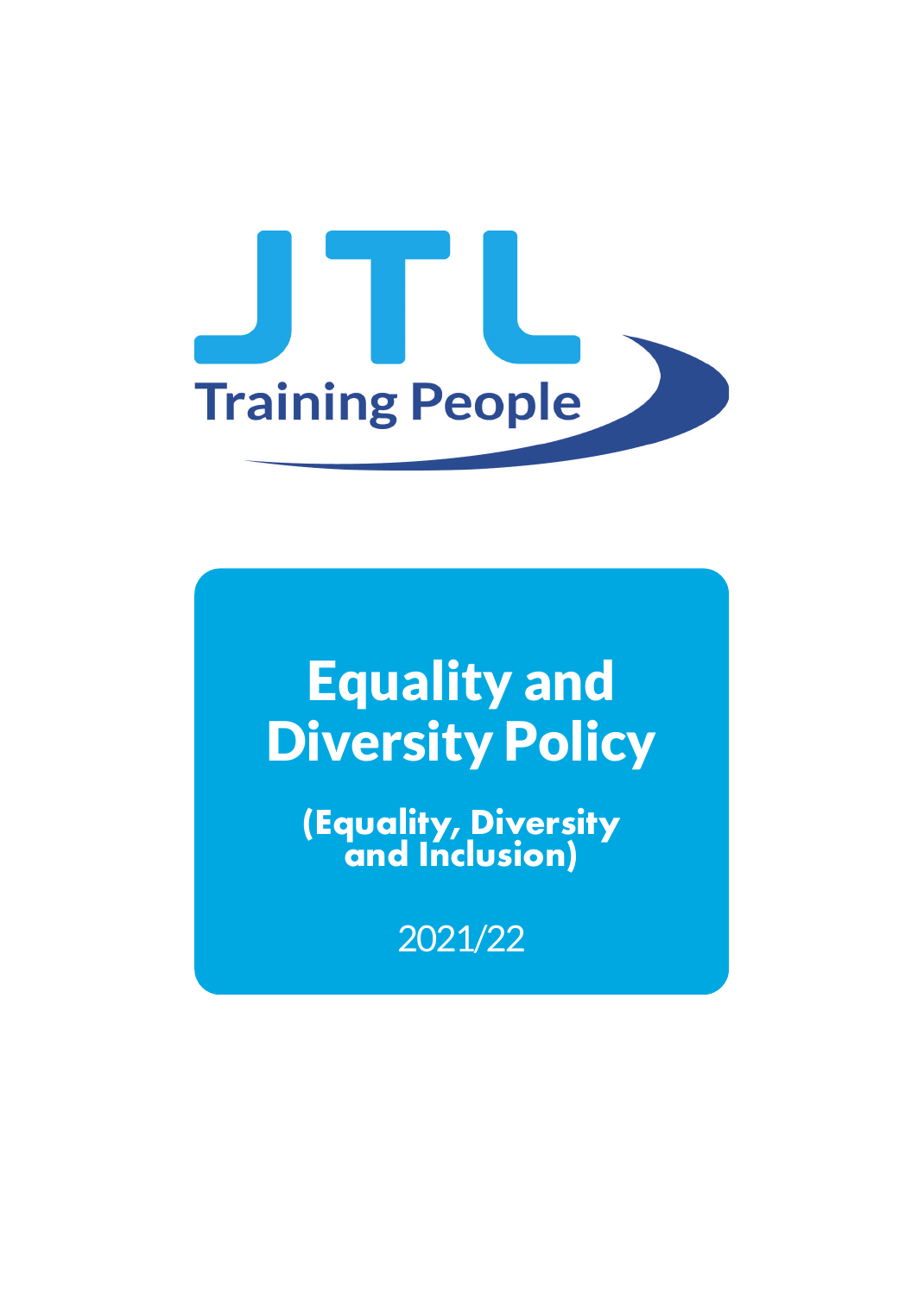JTL

Training People

# Equality and Diversity Policy

**(Equality, Diversity and Inclusion)**

2021/22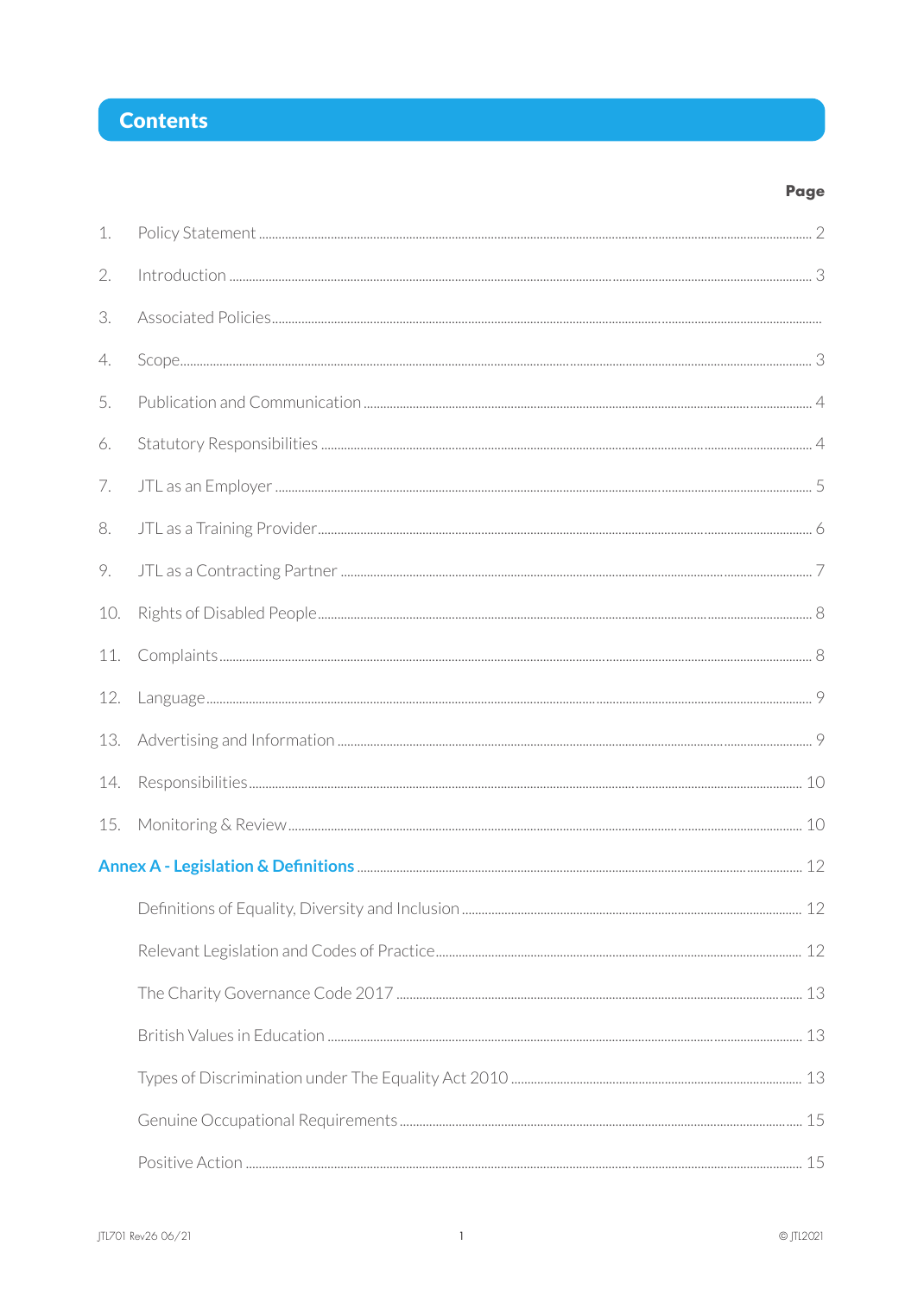# Contents

| | | Page |
|---|---|---|
| 1. | Policy Statement | 2 |
| 2. | Introduction | 3 |
| 3. | Associated Policies | |
| 4. | Scope | 3 |
| 5. | Publication and Communication | 4 |
| 6. | Statutory Responsibilities | 4 |
| 7. | JTL as an Employer | 5 |
| 8. | JTL as a Training Provider | 6 |
| 9. | JTL as a Contracting Partner | 7 |
| 10. | Rights of Disabled People | 8 |
| 11. | Complaints | 8 |
| 12. | Language | 9 |
| 13. | Advertising and Information | 9 |
| 14. | Responsibilities | 10 |
| 15. | Monitoring & Review | 10 |
| **Annex A - Legislation & Definitions** | | 12 |
| | Definitions of Equality, Diversity and Inclusion | 12 |
| | Relevant Legislation and Codes of Practice | 12 |
| | The Charity Governance Code 2017 | 13 |
| | British Values in Education | 13 |
| | Types of Discrimination under The Equality Act 2010 | 13 |
| | Genuine Occupational Requirements | 15 |
| | Positive Action | 15 |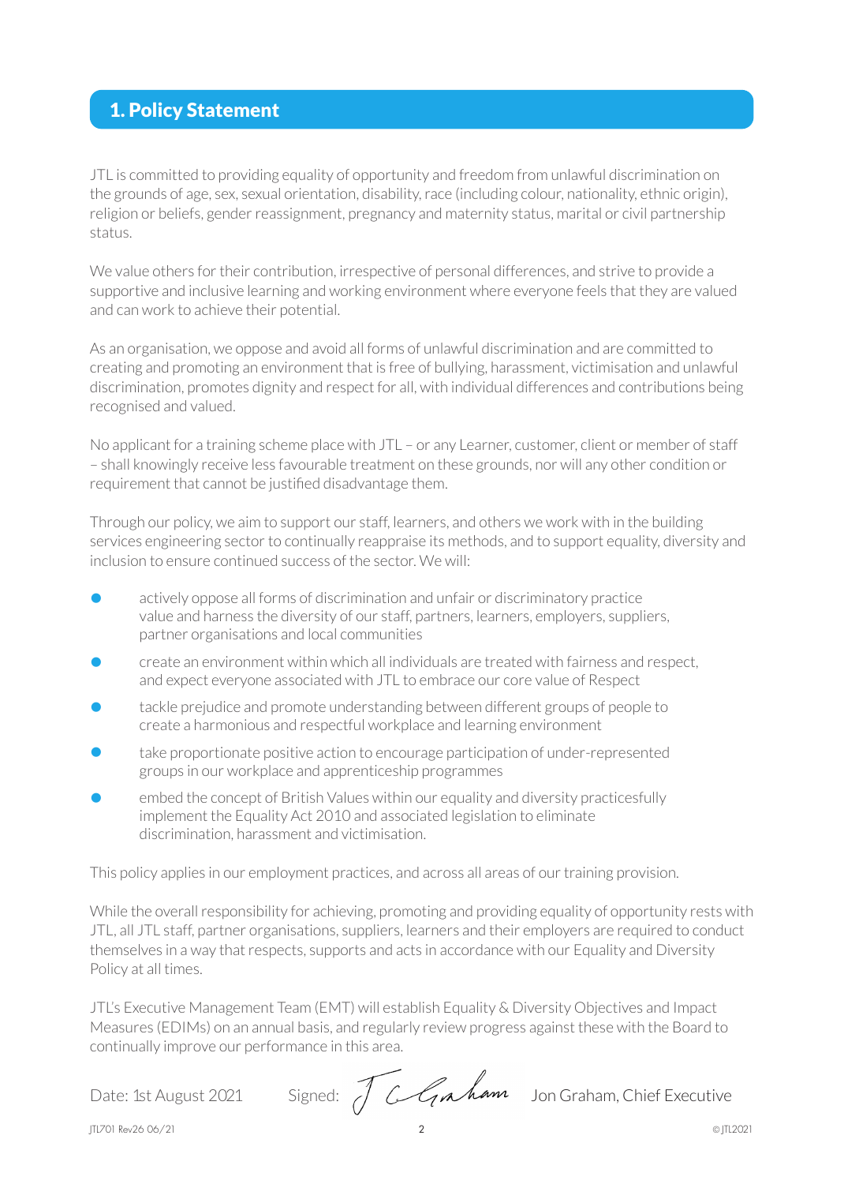## 1. Policy Statement

JTL is committed to providing equality of opportunity and freedom from unlawful discrimination on the grounds of age, sex, sexual orientation, disability, race (including colour, nationality, ethnic origin), religion or beliefs, gender reassignment, pregnancy and maternity status, marital or civil partnership status.

We value others for their contribution, irrespective of personal differences, and strive to provide a supportive and inclusive learning and working environment where everyone feels that they are valued and can work to achieve their potential.

As an organisation, we oppose and avoid all forms of unlawful discrimination and are committed to creating and promoting an environment that is free of bullying, harassment, victimisation and unlawful discrimination, promotes dignity and respect for all, with individual differences and contributions being recognised and valued.

No applicant for a training scheme place with JTL – or any Learner, customer, client or member of staff – shall knowingly receive less favourable treatment on these grounds, nor will any other condition or requirement that cannot be justified disadvantage them.

Through our policy, we aim to support our staff, learners, and others we work with in the building services engineering sector to continually reappraise its methods, and to support equality, diversity and inclusion to ensure continued success of the sector. We will:

- actively oppose all forms of discrimination and unfair or discriminatory practice value and harness the diversity of our staff, partners, learners, employers, suppliers, partner organisations and local communities
- create an environment within which all individuals are treated with fairness and respect, and expect everyone associated with JTL to embrace our core value of Respect
- tackle prejudice and promote understanding between different groups of people to create a harmonious and respectful workplace and learning environment
- take proportionate positive action to encourage participation of under-represented groups in our workplace and apprenticeship programmes
- embed the concept of British Values within our equality and diversity practicesfully implement the Equality Act 2010 and associated legislation to eliminate discrimination, harassment and victimisation.

This policy applies in our employment practices, and across all areas of our training provision.

While the overall responsibility for achieving, promoting and providing equality of opportunity rests with JTL, all JTL staff, partner organisations, suppliers, learners and their employers are required to conduct themselves in a way that respects, supports and acts in accordance with our Equality and Diversity Policy at all times.

JTL's Executive Management Team (EMT) will establish Equality & Diversity Objectives and Impact Measures (EDIMs) on an annual basis, and regularly review progress against these with the Board to continually improve our performance in this area.

Date: 1st August 2021 Signed: J C Graham Jon Graham, Chief Executive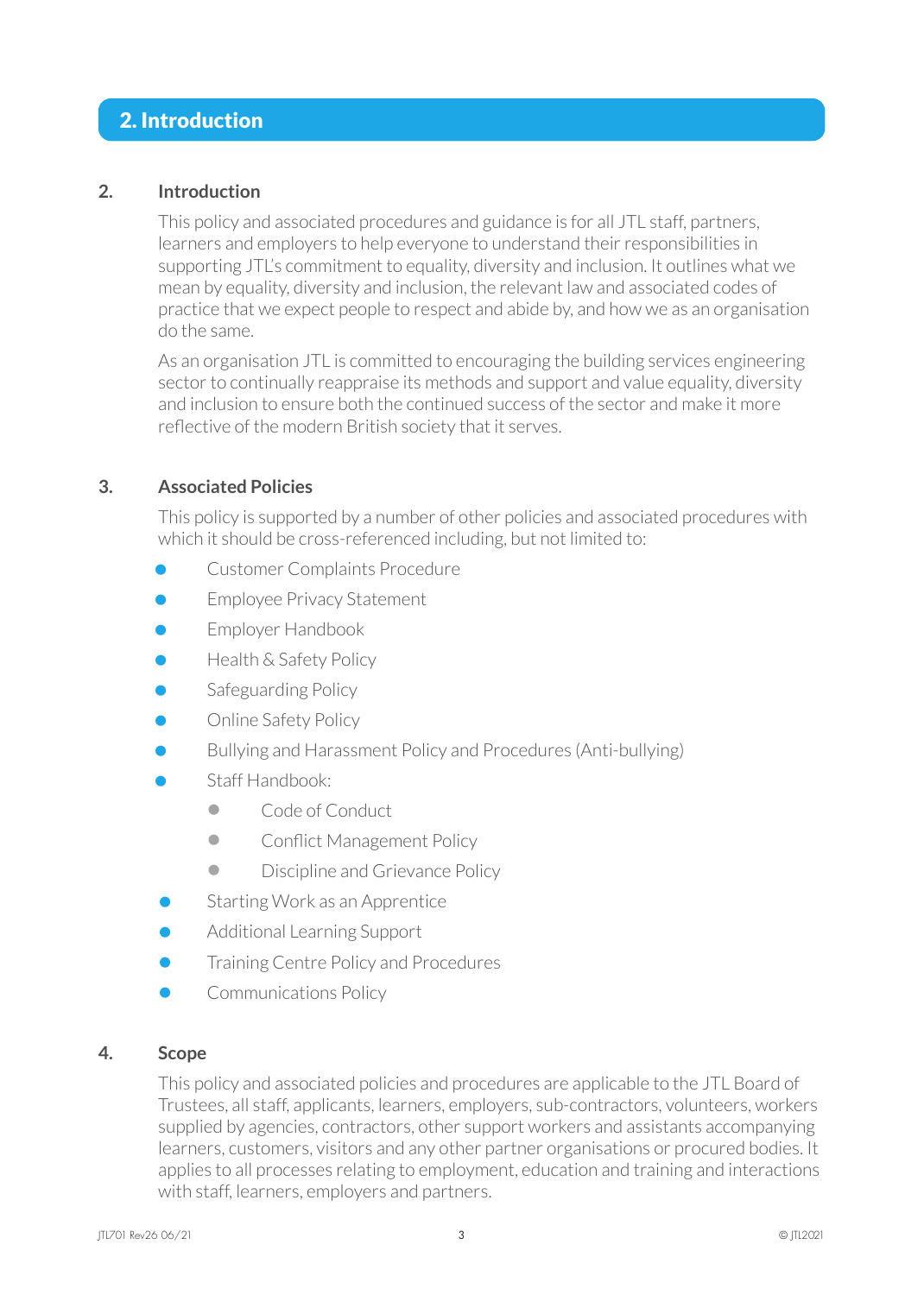## 2. Introduction

### 2. Introduction

This policy and associated procedures and guidance is for all JTL staff, partners, learners and employers to help everyone to understand their responsibilities in supporting JTL's commitment to equality, diversity and inclusion. It outlines what we mean by equality, diversity and inclusion, the relevant law and associated codes of practice that we expect people to respect and abide by, and how we as an organisation do the same.

As an organisation JTL is committed to encouraging the building services engineering sector to continually reappraise its methods and support and value equality, diversity and inclusion to ensure both the continued success of the sector and make it more reflective of the modern British society that it serves.

### 3. Associated Policies

This policy is supported by a number of other policies and associated procedures with which it should be cross-referenced including, but not limited to:

- Customer Complaints Procedure
- Employee Privacy Statement
- Employer Handbook
- Health & Safety Policy
- Safeguarding Policy
- Online Safety Policy
- Bullying and Harassment Policy and Procedures (Anti-bullying)
- Staff Handbook:
  - Code of Conduct
  - Conflict Management Policy
  - Discipline and Grievance Policy
- Starting Work as an Apprentice
- Additional Learning Support
- Training Centre Policy and Procedures
- Communications Policy

### 4. Scope

This policy and associated policies and procedures are applicable to the JTL Board of Trustees, all staff, applicants, learners, employers, sub-contractors, volunteers, workers supplied by agencies, contractors, other support workers and assistants accompanying learners, customers, visitors and any other partner organisations or procured bodies. It applies to all processes relating to employment, education and training and interactions with staff, learners, employers and partners.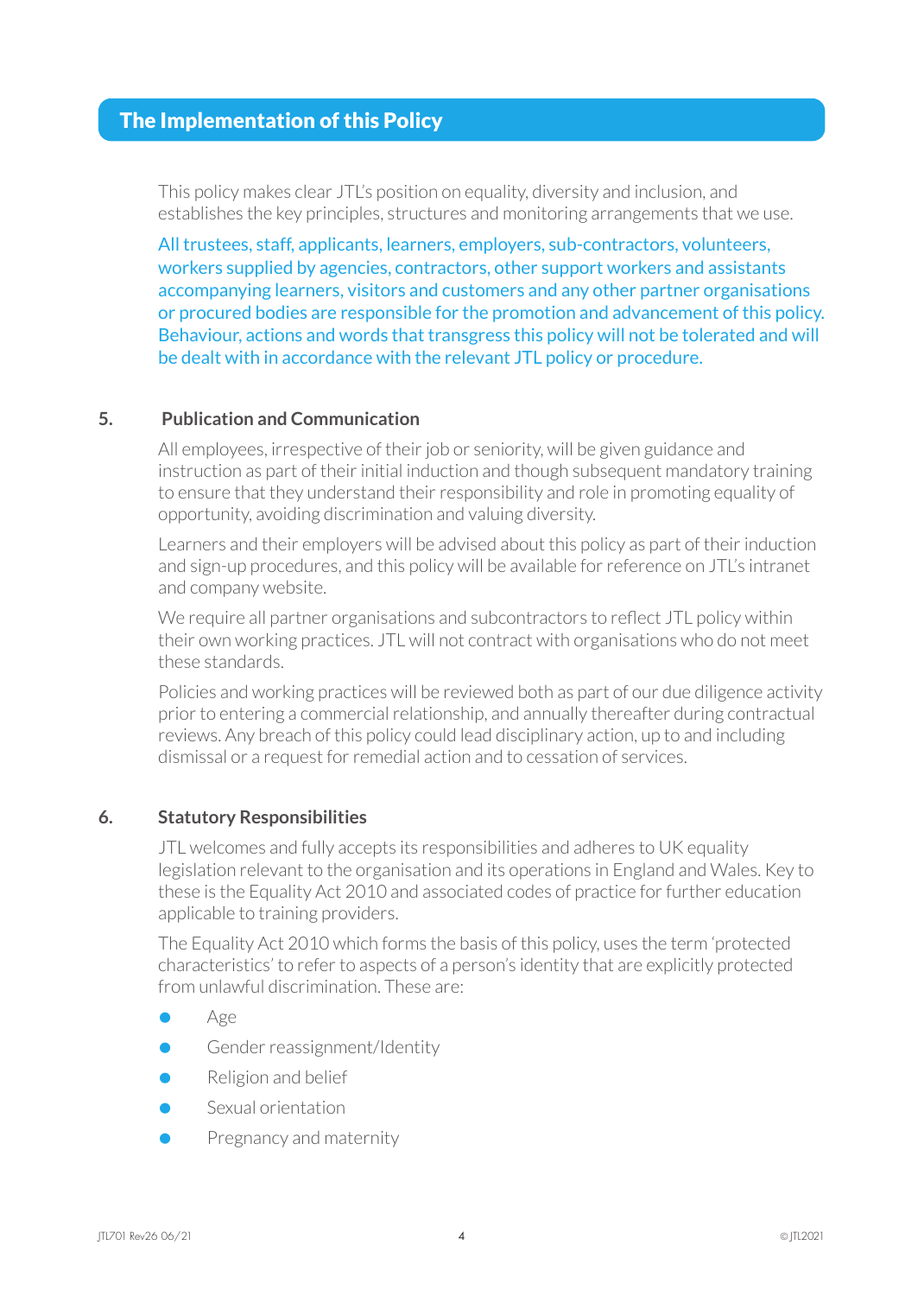## The Implementation of this Policy

This policy makes clear JTL's position on equality, diversity and inclusion, and establishes the key principles, structures and monitoring arrangements that we use.

All trustees, staff, applicants, learners, employers, sub-contractors, volunteers, workers supplied by agencies, contractors, other support workers and assistants accompanying learners, visitors and customers and any other partner organisations or procured bodies are responsible for the promotion and advancement of this policy. Behaviour, actions and words that transgress this policy will not be tolerated and will be dealt with in accordance with the relevant JTL policy or procedure.

### 5. Publication and Communication

All employees, irrespective of their job or seniority, will be given guidance and instruction as part of their initial induction and though subsequent mandatory training to ensure that they understand their responsibility and role in promoting equality of opportunity, avoiding discrimination and valuing diversity.

Learners and their employers will be advised about this policy as part of their induction and sign-up procedures, and this policy will be available for reference on JTL's intranet and company website.

We require all partner organisations and subcontractors to reflect JTL policy within their own working practices. JTL will not contract with organisations who do not meet these standards.

Policies and working practices will be reviewed both as part of our due diligence activity prior to entering a commercial relationship, and annually thereafter during contractual reviews. Any breach of this policy could lead disciplinary action, up to and including dismissal or a request for remedial action and to cessation of services.

### 6. Statutory Responsibilities

JTL welcomes and fully accepts its responsibilities and adheres to UK equality legislation relevant to the organisation and its operations in England and Wales. Key to these is the Equality Act 2010 and associated codes of practice for further education applicable to training providers.

The Equality Act 2010 which forms the basis of this policy, uses the term 'protected characteristics' to refer to aspects of a person's identity that are explicitly protected from unlawful discrimination. These are:

- Age
- Gender reassignment/Identity
- Religion and belief
- Sexual orientation
- Pregnancy and maternity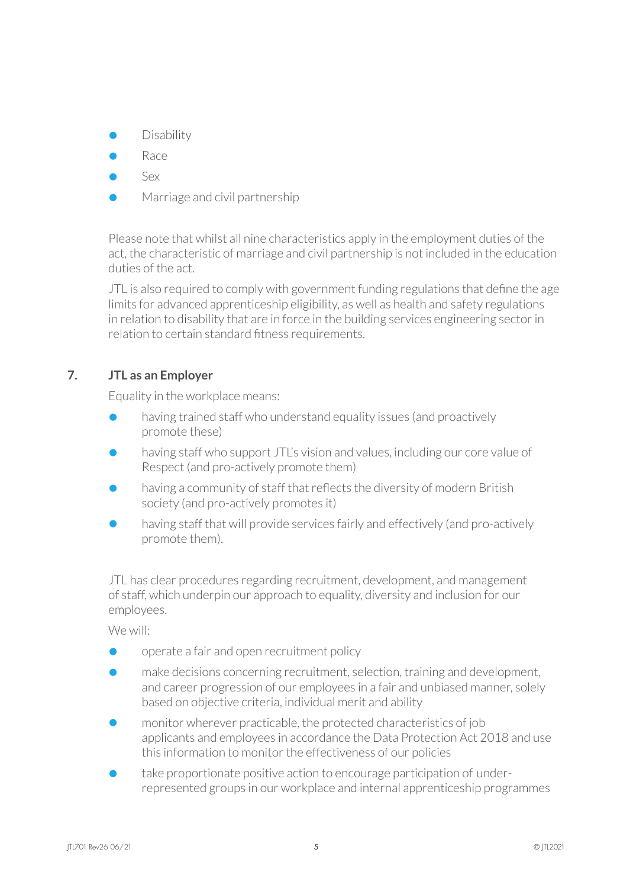- Disability
- Race
- Sex
- Marriage and civil partnership

Please note that whilst all nine characteristics apply in the employment duties of the act, the characteristic of marriage and civil partnership is not included in the education duties of the act.

JTL is also required to comply with government funding regulations that define the age limits for advanced apprenticeship eligibility, as well as health and safety regulations in relation to disability that are in force in the building services engineering sector in relation to certain standard fitness requirements.

## 7. JTL as an Employer

Equality in the workplace means:

- having trained staff who understand equality issues (and proactively promote these)
- having staff who support JTL's vision and values, including our core value of Respect (and pro-actively promote them)
- having a community of staff that reflects the diversity of modern British society (and pro-actively promotes it)
- having staff that will provide services fairly and effectively (and pro-actively promote them).

JTL has clear procedures regarding recruitment, development, and management of staff, which underpin our approach to equality, diversity and inclusion for our employees.

We will:

- operate a fair and open recruitment policy
- make decisions concerning recruitment, selection, training and development, and career progression of our employees in a fair and unbiased manner, solely based on objective criteria, individual merit and ability
- monitor wherever practicable, the protected characteristics of job applicants and employees in accordance the Data Protection Act 2018 and use this information to monitor the effectiveness of our policies
- take proportionate positive action to encourage participation of under-represented groups in our workplace and internal apprenticeship programmes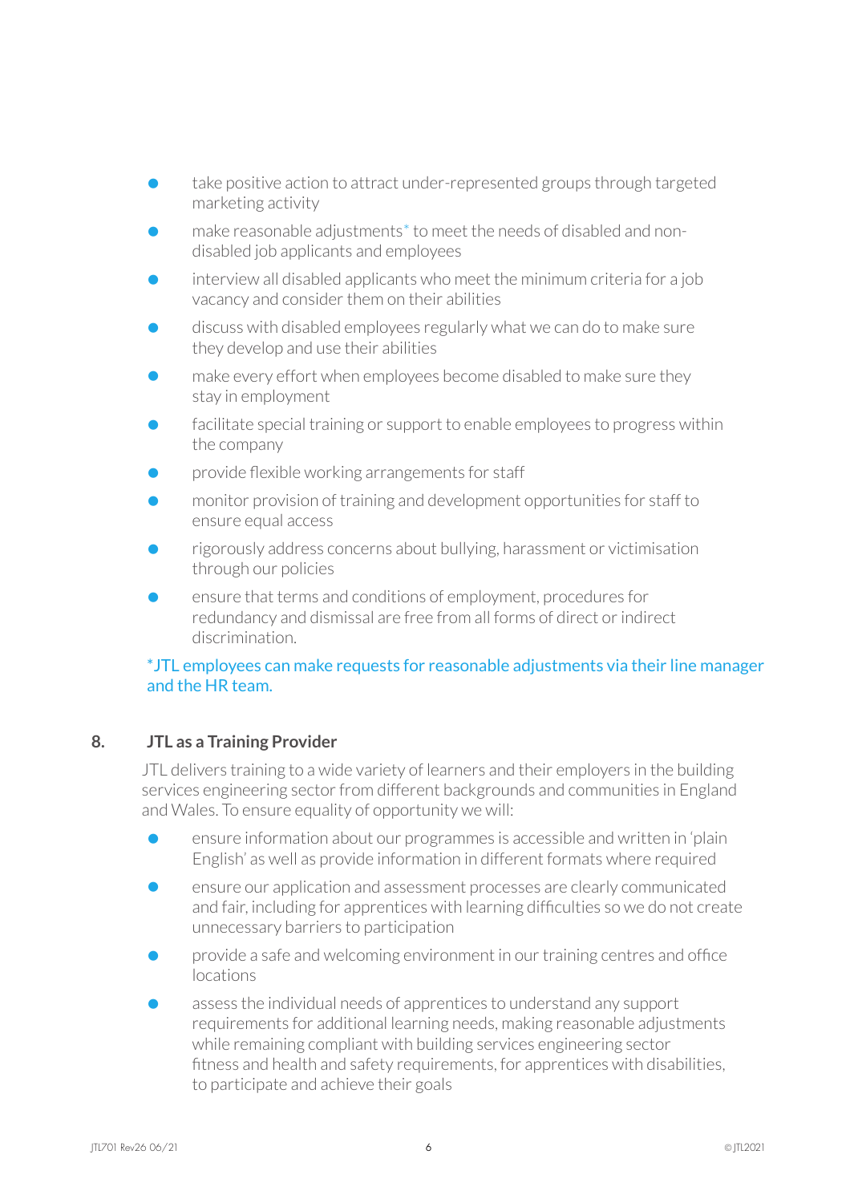- take positive action to attract under-represented groups through targeted marketing activity
- make reasonable adjustments* to meet the needs of disabled and non-disabled job applicants and employees
- interview all disabled applicants who meet the minimum criteria for a job vacancy and consider them on their abilities
- discuss with disabled employees regularly what we can do to make sure they develop and use their abilities
- make every effort when employees become disabled to make sure they stay in employment
- facilitate special training or support to enable employees to progress within the company
- provide flexible working arrangements for staff
- monitor provision of training and development opportunities for staff to ensure equal access
- rigorously address concerns about bullying, harassment or victimisation through our policies
- ensure that terms and conditions of employment, procedures for redundancy and dismissal are free from all forms of direct or indirect discrimination.

*JTL employees can make requests for reasonable adjustments via their line manager and the HR team.

## 8. JTL as a Training Provider

JTL delivers training to a wide variety of learners and their employers in the building services engineering sector from different backgrounds and communities in England and Wales. To ensure equality of opportunity we will:

- ensure information about our programmes is accessible and written in 'plain English' as well as provide information in different formats where required
- ensure our application and assessment processes are clearly communicated and fair, including for apprentices with learning difficulties so we do not create unnecessary barriers to participation
- provide a safe and welcoming environment in our training centres and office locations
- assess the individual needs of apprentices to understand any support requirements for additional learning needs, making reasonable adjustments while remaining compliant with building services engineering sector fitness and health and safety requirements, for apprentices with disabilities, to participate and achieve their goals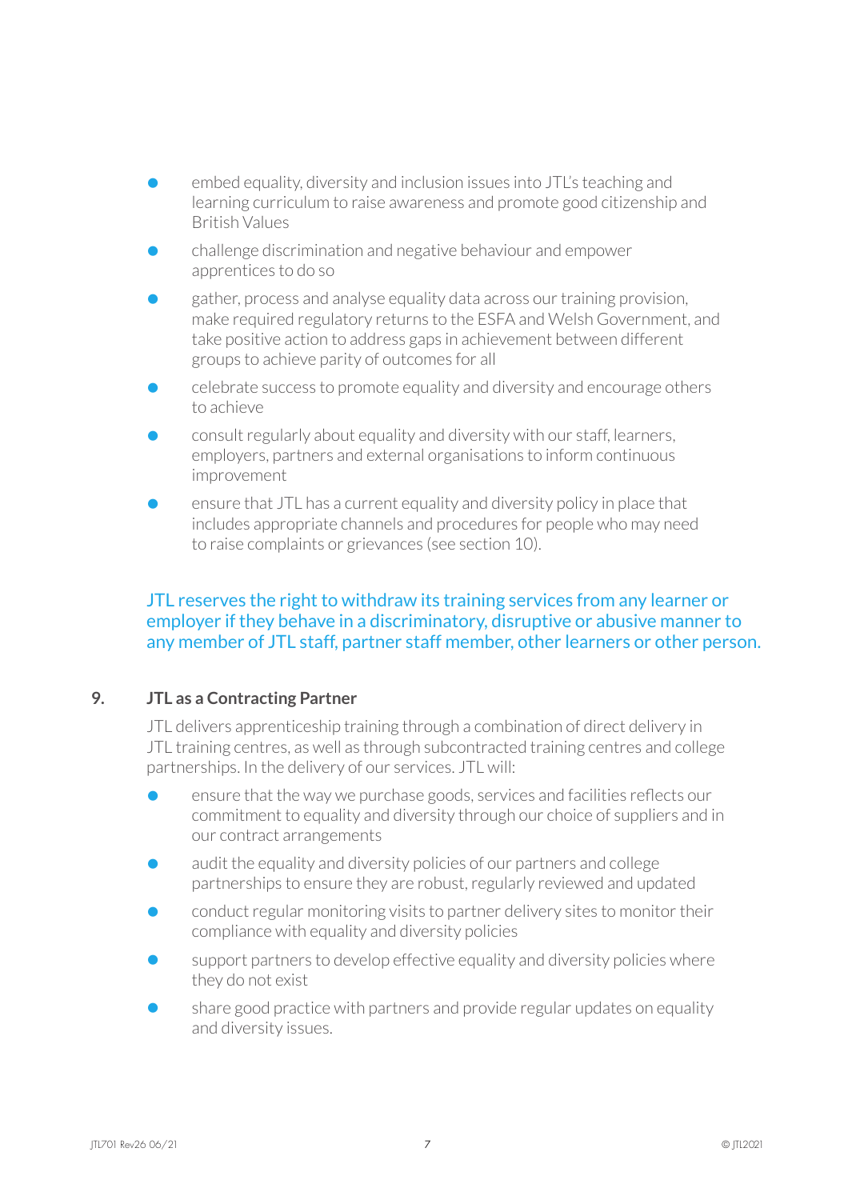- embed equality, diversity and inclusion issues into JTL's teaching and learning curriculum to raise awareness and promote good citizenship and British Values
- challenge discrimination and negative behaviour and empower apprentices to do so
- gather, process and analyse equality data across our training provision, make required regulatory returns to the ESFA and Welsh Government, and take positive action to address gaps in achievement between different groups to achieve parity of outcomes for all
- celebrate success to promote equality and diversity and encourage others to achieve
- consult regularly about equality and diversity with our staff, learners, employers, partners and external organisations to inform continuous improvement
- ensure that JTL has a current equality and diversity policy in place that includes appropriate channels and procedures for people who may need to raise complaints or grievances (see section 10).

JTL reserves the right to withdraw its training services from any learner or employer if they behave in a discriminatory, disruptive or abusive manner to any member of JTL staff, partner staff member, other learners or other person.

## 9. JTL as a Contracting Partner

JTL delivers apprenticeship training through a combination of direct delivery in JTL training centres, as well as through subcontracted training centres and college partnerships. In the delivery of our services. JTL will:

- ensure that the way we purchase goods, services and facilities reflects our commitment to equality and diversity through our choice of suppliers and in our contract arrangements
- audit the equality and diversity policies of our partners and college partnerships to ensure they are robust, regularly reviewed and updated
- conduct regular monitoring visits to partner delivery sites to monitor their compliance with equality and diversity policies
- support partners to develop effective equality and diversity policies where they do not exist
- share good practice with partners and provide regular updates on equality and diversity issues.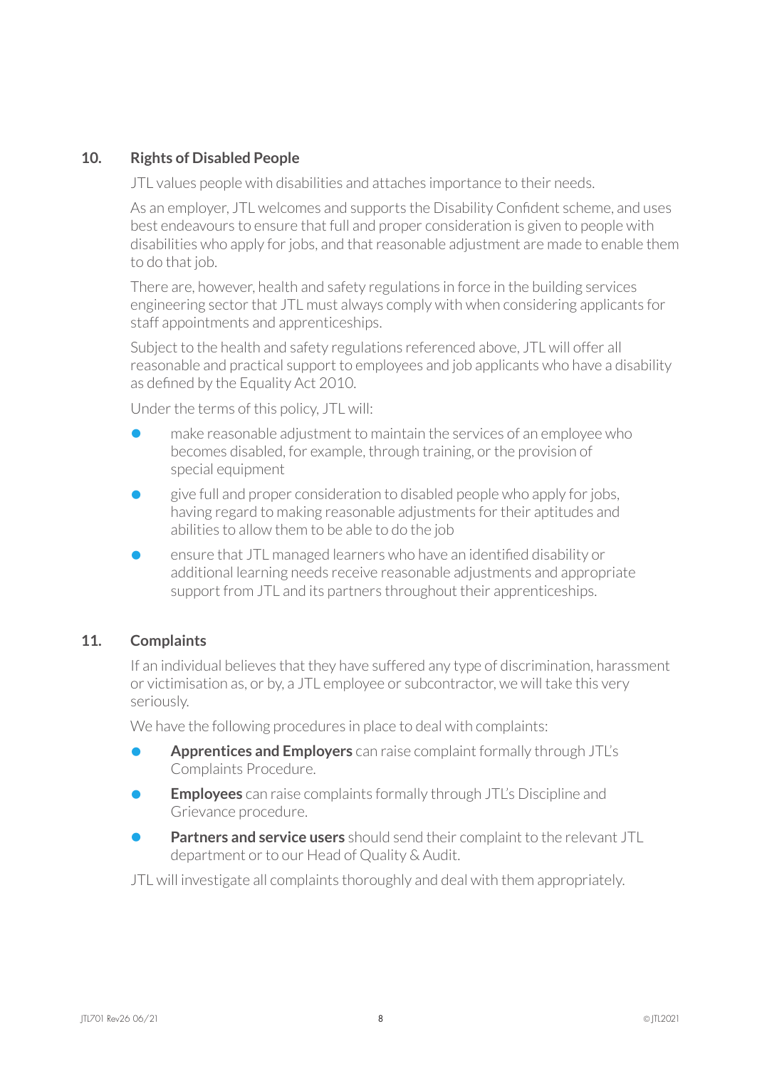## 10. Rights of Disabled People

JTL values people with disabilities and attaches importance to their needs.

As an employer, JTL welcomes and supports the Disability Confident scheme, and uses best endeavours to ensure that full and proper consideration is given to people with disabilities who apply for jobs, and that reasonable adjustment are made to enable them to do that job.

There are, however, health and safety regulations in force in the building services engineering sector that JTL must always comply with when considering applicants for staff appointments and apprenticeships.

Subject to the health and safety regulations referenced above, JTL will offer all reasonable and practical support to employees and job applicants who have a disability as defined by the Equality Act 2010.

Under the terms of this policy, JTL will:

- make reasonable adjustment to maintain the services of an employee who becomes disabled, for example, through training, or the provision of special equipment
- give full and proper consideration to disabled people who apply for jobs, having regard to making reasonable adjustments for their aptitudes and abilities to allow them to be able to do the job
- ensure that JTL managed learners who have an identified disability or additional learning needs receive reasonable adjustments and appropriate support from JTL and its partners throughout their apprenticeships.

## 11. Complaints

If an individual believes that they have suffered any type of discrimination, harassment or victimisation as, or by, a JTL employee or subcontractor, we will take this very seriously.

We have the following procedures in place to deal with complaints:

- **Apprentices and Employers** can raise complaint formally through JTL's Complaints Procedure.
- **Employees** can raise complaints formally through JTL's Discipline and Grievance procedure.
- **Partners and service users** should send their complaint to the relevant JTL department or to our Head of Quality & Audit.

JTL will investigate all complaints thoroughly and deal with them appropriately.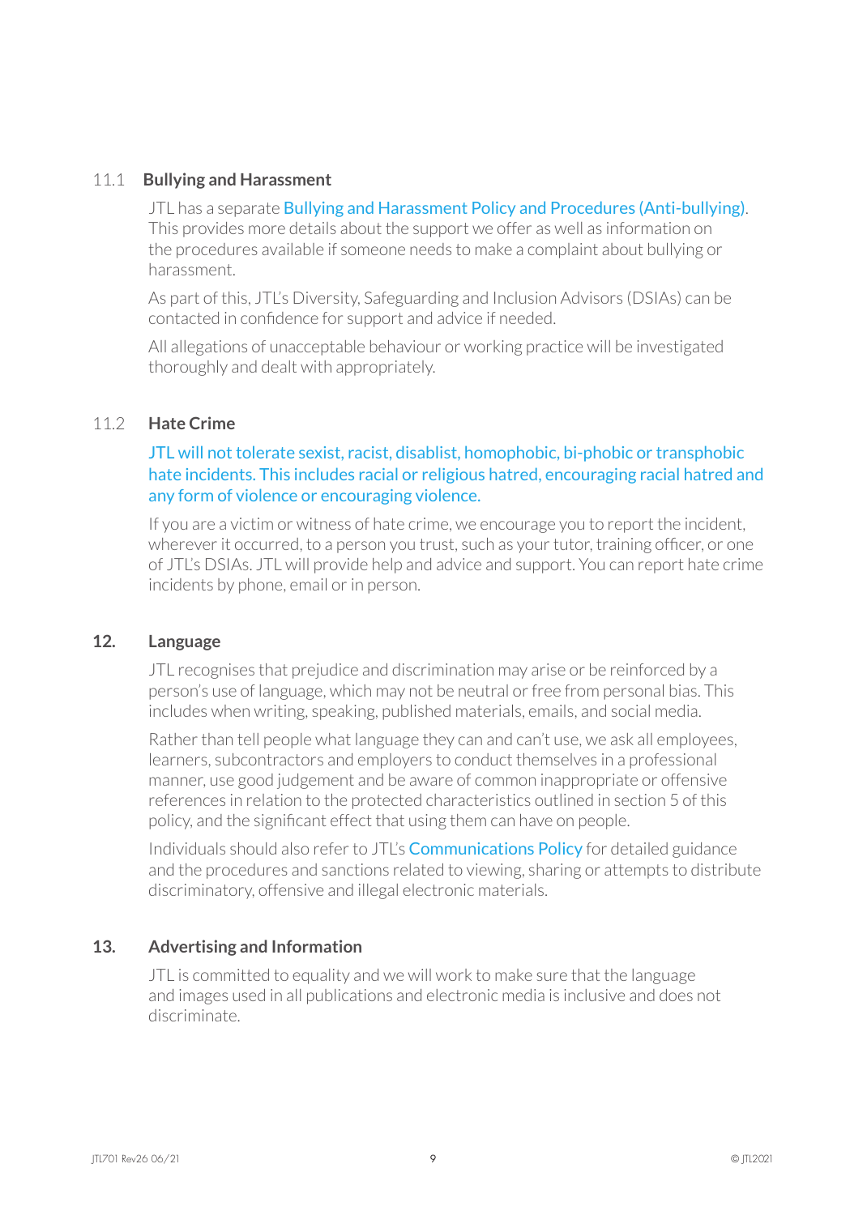### 11.1 Bullying and Harassment

JTL has a separate Bullying and Harassment Policy and Procedures (Anti-bullying). This provides more details about the support we offer as well as information on the procedures available if someone needs to make a complaint about bullying or harassment.

As part of this, JTL's Diversity, Safeguarding and Inclusion Advisors (DSIAs) can be contacted in confidence for support and advice if needed.

All allegations of unacceptable behaviour or working practice will be investigated thoroughly and dealt with appropriately.

### 11.2 Hate Crime

JTL will not tolerate sexist, racist, disablist, homophobic, bi-phobic or transphobic hate incidents. This includes racial or religious hatred, encouraging racial hatred and any form of violence or encouraging violence.

If you are a victim or witness of hate crime, we encourage you to report the incident, wherever it occurred, to a person you trust, such as your tutor, training officer, or one of JTL's DSIAs. JTL will provide help and advice and support. You can report hate crime incidents by phone, email or in person.

## 12. Language

JTL recognises that prejudice and discrimination may arise or be reinforced by a person's use of language, which may not be neutral or free from personal bias. This includes when writing, speaking, published materials, emails, and social media.

Rather than tell people what language they can and can't use, we ask all employees, learners, subcontractors and employers to conduct themselves in a professional manner, use good judgement and be aware of common inappropriate or offensive references in relation to the protected characteristics outlined in section 5 of this policy, and the significant effect that using them can have on people.

Individuals should also refer to JTL's Communications Policy for detailed guidance and the procedures and sanctions related to viewing, sharing or attempts to distribute discriminatory, offensive and illegal electronic materials.

## 13. Advertising and Information

JTL is committed to equality and we will work to make sure that the language and images used in all publications and electronic media is inclusive and does not discriminate.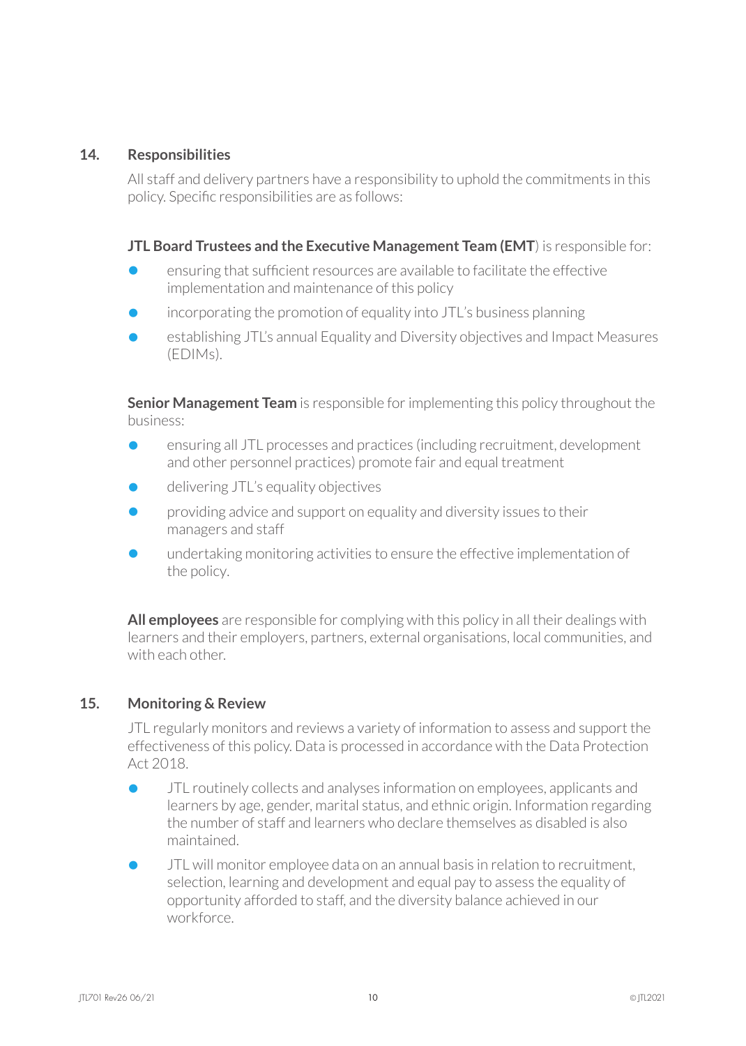## 14. Responsibilities

All staff and delivery partners have a responsibility to uphold the commitments in this policy. Specific responsibilities are as follows:

**JTL Board Trustees and the Executive Management Team (EMT**) is responsible for:

- ensuring that sufficient resources are available to facilitate the effective implementation and maintenance of this policy
- incorporating the promotion of equality into JTL's business planning
- establishing JTL's annual Equality and Diversity objectives and Impact Measures (EDIMs).

**Senior Management Team** is responsible for implementing this policy throughout the business:

- ensuring all JTL processes and practices (including recruitment, development and other personnel practices) promote fair and equal treatment
- delivering JTL's equality objectives
- providing advice and support on equality and diversity issues to their managers and staff
- undertaking monitoring activities to ensure the effective implementation of the policy.

**All employees** are responsible for complying with this policy in all their dealings with learners and their employers, partners, external organisations, local communities, and with each other.

## 15. Monitoring & Review

JTL regularly monitors and reviews a variety of information to assess and support the effectiveness of this policy. Data is processed in accordance with the Data Protection Act 2018.

- JTL routinely collects and analyses information on employees, applicants and learners by age, gender, marital status, and ethnic origin. Information regarding the number of staff and learners who declare themselves as disabled is also maintained.
- JTL will monitor employee data on an annual basis in relation to recruitment, selection, learning and development and equal pay to assess the equality of opportunity afforded to staff, and the diversity balance achieved in our workforce.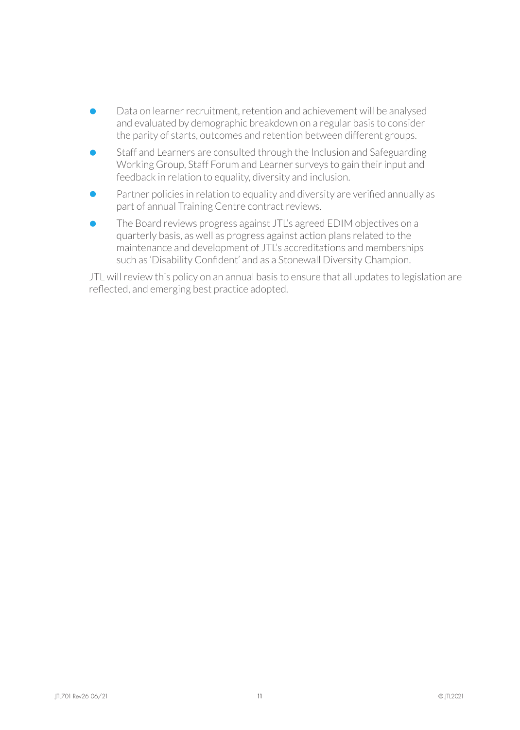- Data on learner recruitment, retention and achievement will be analysed and evaluated by demographic breakdown on a regular basis to consider the parity of starts, outcomes and retention between different groups.
- Staff and Learners are consulted through the Inclusion and Safeguarding Working Group, Staff Forum and Learner surveys to gain their input and feedback in relation to equality, diversity and inclusion.
- Partner policies in relation to equality and diversity are verified annually as part of annual Training Centre contract reviews.
- The Board reviews progress against JTL's agreed EDIM objectives on a quarterly basis, as well as progress against action plans related to the maintenance and development of JTL's accreditations and memberships such as 'Disability Confident' and as a Stonewall Diversity Champion.

JTL will review this policy on an annual basis to ensure that all updates to legislation are reflected, and emerging best practice adopted.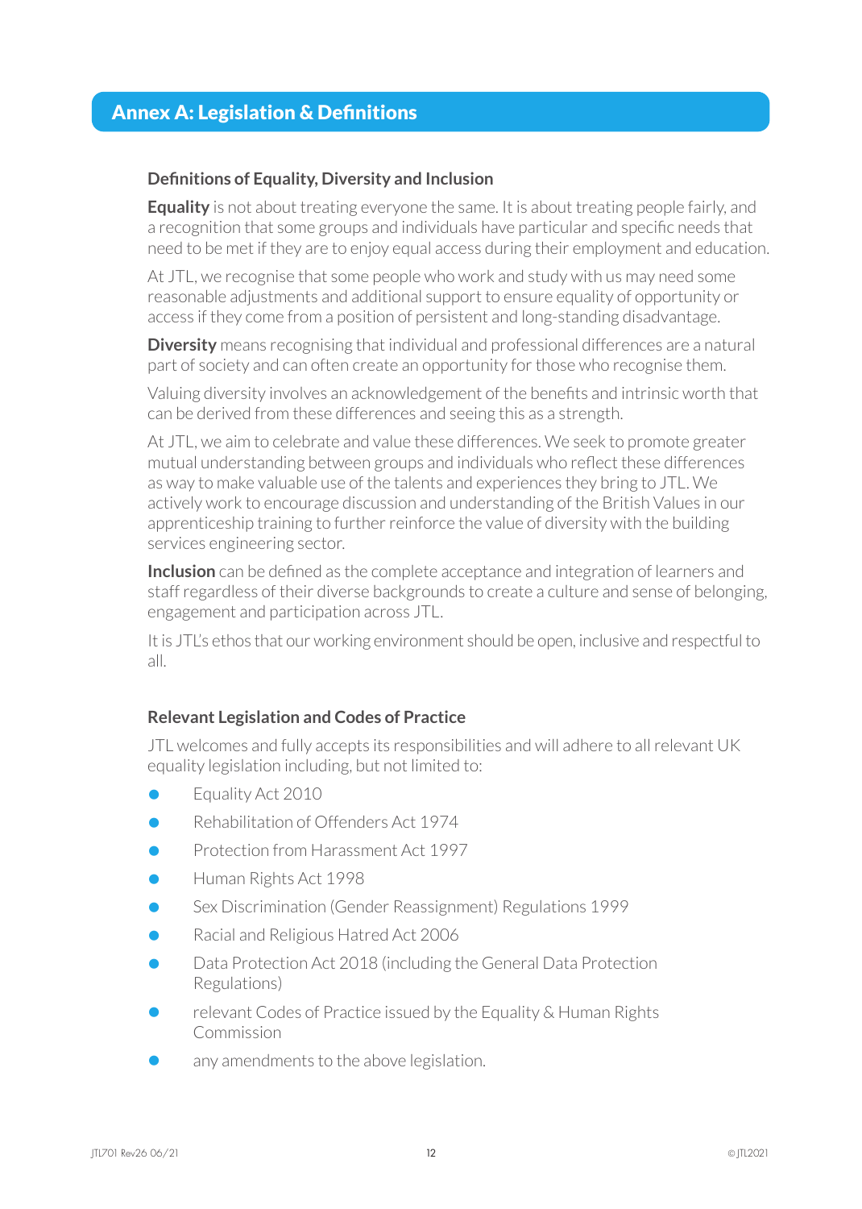# Annex A: Legislation & Definitions

### Definitions of Equality, Diversity and Inclusion

**Equality** is not about treating everyone the same. It is about treating people fairly, and a recognition that some groups and individuals have particular and specific needs that need to be met if they are to enjoy equal access during their employment and education.

At JTL, we recognise that some people who work and study with us may need some reasonable adjustments and additional support to ensure equality of opportunity or access if they come from a position of persistent and long-standing disadvantage.

**Diversity** means recognising that individual and professional differences are a natural part of society and can often create an opportunity for those who recognise them.

Valuing diversity involves an acknowledgement of the benefits and intrinsic worth that can be derived from these differences and seeing this as a strength.

At JTL, we aim to celebrate and value these differences. We seek to promote greater mutual understanding between groups and individuals who reflect these differences as way to make valuable use of the talents and experiences they bring to JTL. We actively work to encourage discussion and understanding of the British Values in our apprenticeship training to further reinforce the value of diversity with the building services engineering sector.

**Inclusion** can be defined as the complete acceptance and integration of learners and staff regardless of their diverse backgrounds to create a culture and sense of belonging, engagement and participation across JTL.

It is JTL's ethos that our working environment should be open, inclusive and respectful to all.

### Relevant Legislation and Codes of Practice

JTL welcomes and fully accepts its responsibilities and will adhere to all relevant UK equality legislation including, but not limited to:

- Equality Act 2010
- Rehabilitation of Offenders Act 1974
- Protection from Harassment Act 1997
- Human Rights Act 1998
- Sex Discrimination (Gender Reassignment) Regulations 1999
- Racial and Religious Hatred Act 2006
- Data Protection Act 2018 (including the General Data Protection Regulations)
- relevant Codes of Practice issued by the Equality & Human Rights Commission
- any amendments to the above legislation.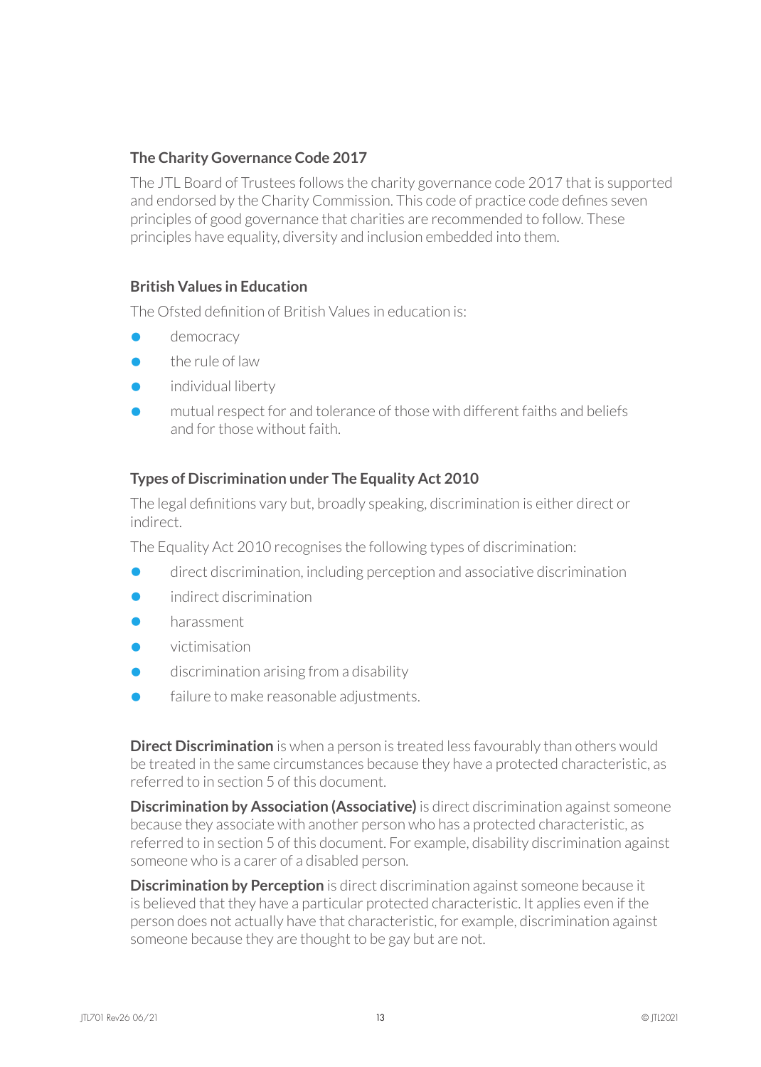### The Charity Governance Code 2017

The JTL Board of Trustees follows the charity governance code 2017 that is supported and endorsed by the Charity Commission. This code of practice code defines seven principles of good governance that charities are recommended to follow. These principles have equality, diversity and inclusion embedded into them.

### British Values in Education

The Ofsted definition of British Values in education is:

- democracy
- the rule of law
- individual liberty
- mutual respect for and tolerance of those with different faiths and beliefs and for those without faith.

### Types of Discrimination under The Equality Act 2010

The legal definitions vary but, broadly speaking, discrimination is either direct or indirect.

The Equality Act 2010 recognises the following types of discrimination:

- direct discrimination, including perception and associative discrimination
- indirect discrimination
- harassment
- victimisation
- discrimination arising from a disability
- failure to make reasonable adjustments.

**Direct Discrimination** is when a person is treated less favourably than others would be treated in the same circumstances because they have a protected characteristic, as referred to in section 5 of this document.

**Discrimination by Association (Associative)** is direct discrimination against someone because they associate with another person who has a protected characteristic, as referred to in section 5 of this document. For example, disability discrimination against someone who is a carer of a disabled person.

**Discrimination by Perception** is direct discrimination against someone because it is believed that they have a particular protected characteristic. It applies even if the person does not actually have that characteristic, for example, discrimination against someone because they are thought to be gay but are not.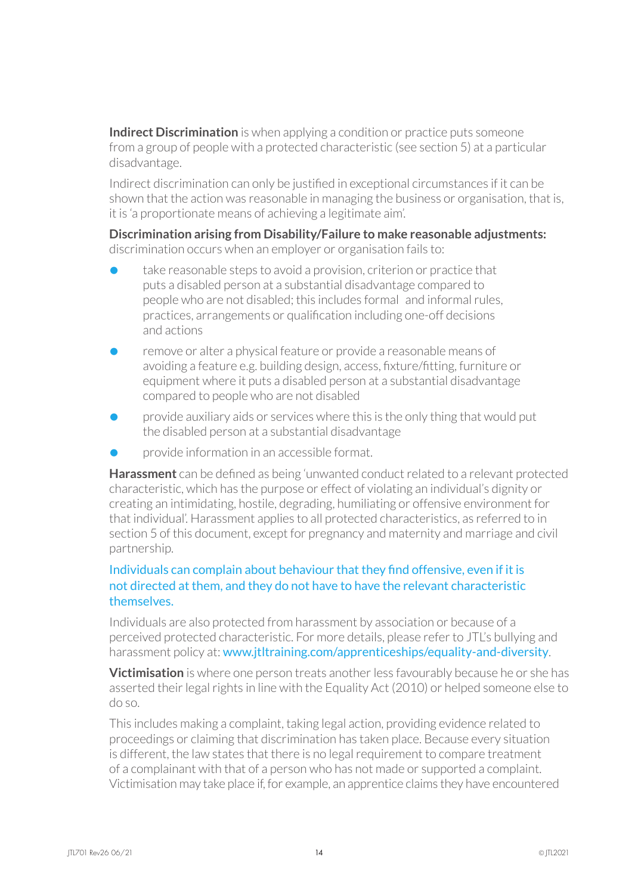**Indirect Discrimination** is when applying a condition or practice puts someone from a group of people with a protected characteristic (see section 5) at a particular disadvantage.

Indirect discrimination can only be justified in exceptional circumstances if it can be shown that the action was reasonable in managing the business or organisation, that is, it is 'a proportionate means of achieving a legitimate aim'.

**Discrimination arising from Disability/Failure to make reasonable adjustments:** discrimination occurs when an employer or organisation fails to:

- take reasonable steps to avoid a provision, criterion or practice that puts a disabled person at a substantial disadvantage compared to people who are not disabled; this includes formal and informal rules, practices, arrangements or qualification including one-off decisions and actions
- remove or alter a physical feature or provide a reasonable means of avoiding a feature e.g. building design, access, fixture/fitting, furniture or equipment where it puts a disabled person at a substantial disadvantage compared to people who are not disabled
- provide auxiliary aids or services where this is the only thing that would put the disabled person at a substantial disadvantage
- provide information in an accessible format.

**Harassment** can be defined as being 'unwanted conduct related to a relevant protected characteristic, which has the purpose or effect of violating an individual's dignity or creating an intimidating, hostile, degrading, humiliating or offensive environment for that individual'. Harassment applies to all protected characteristics, as referred to in section 5 of this document, except for pregnancy and maternity and marriage and civil partnership.

Individuals can complain about behaviour that they find offensive, even if it is not directed at them, and they do not have to have the relevant characteristic themselves.

Individuals are also protected from harassment by association or because of a perceived protected characteristic. For more details, please refer to JTL's bullying and harassment policy at: www.jtltraining.com/apprenticeships/equality-and-diversity.

**Victimisation** is where one person treats another less favourably because he or she has asserted their legal rights in line with the Equality Act (2010) or helped someone else to do so.

This includes making a complaint, taking legal action, providing evidence related to proceedings or claiming that discrimination has taken place. Because every situation is different, the law states that there is no legal requirement to compare treatment of a complainant with that of a person who has not made or supported a complaint. Victimisation may take place if, for example, an apprentice claims they have encountered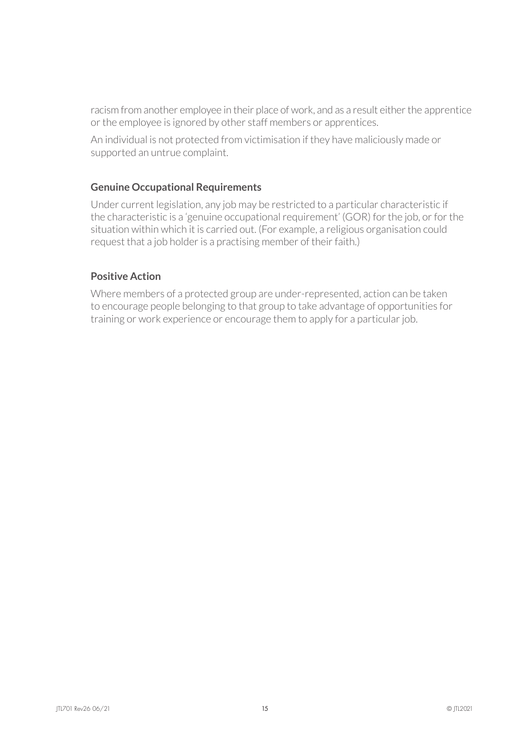racism from another employee in their place of work, and as a result either the apprentice or the employee is ignored by other staff members or apprentices.

An individual is not protected from victimisation if they have maliciously made or supported an untrue complaint.

### Genuine Occupational Requirements

Under current legislation, any job may be restricted to a particular characteristic if the characteristic is a 'genuine occupational requirement' (GOR) for the job, or for the situation within which it is carried out. (For example, a religious organisation could request that a job holder is a practising member of their faith.)

### Positive Action

Where members of a protected group are under-represented, action can be taken to encourage people belonging to that group to take advantage of opportunities for training or work experience or encourage them to apply for a particular job.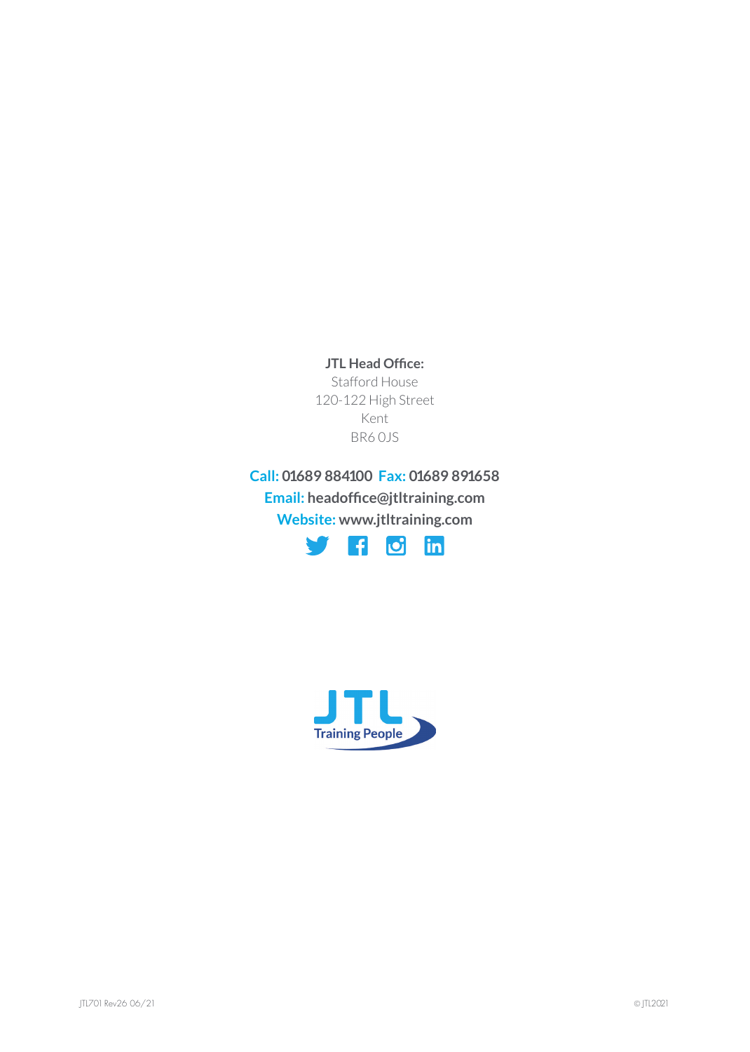**JTL Head Office:**
Stafford House
120-122 High Street
Kent
BR6 0JS

**Call:** 01689 884100 **Fax:** 01689 891658
**Email:** headoffice@jtltraining.com
**Website:** www.jtltraining.com

JTL
Training People

JTL701 Rev26 06/21

© JTL2021